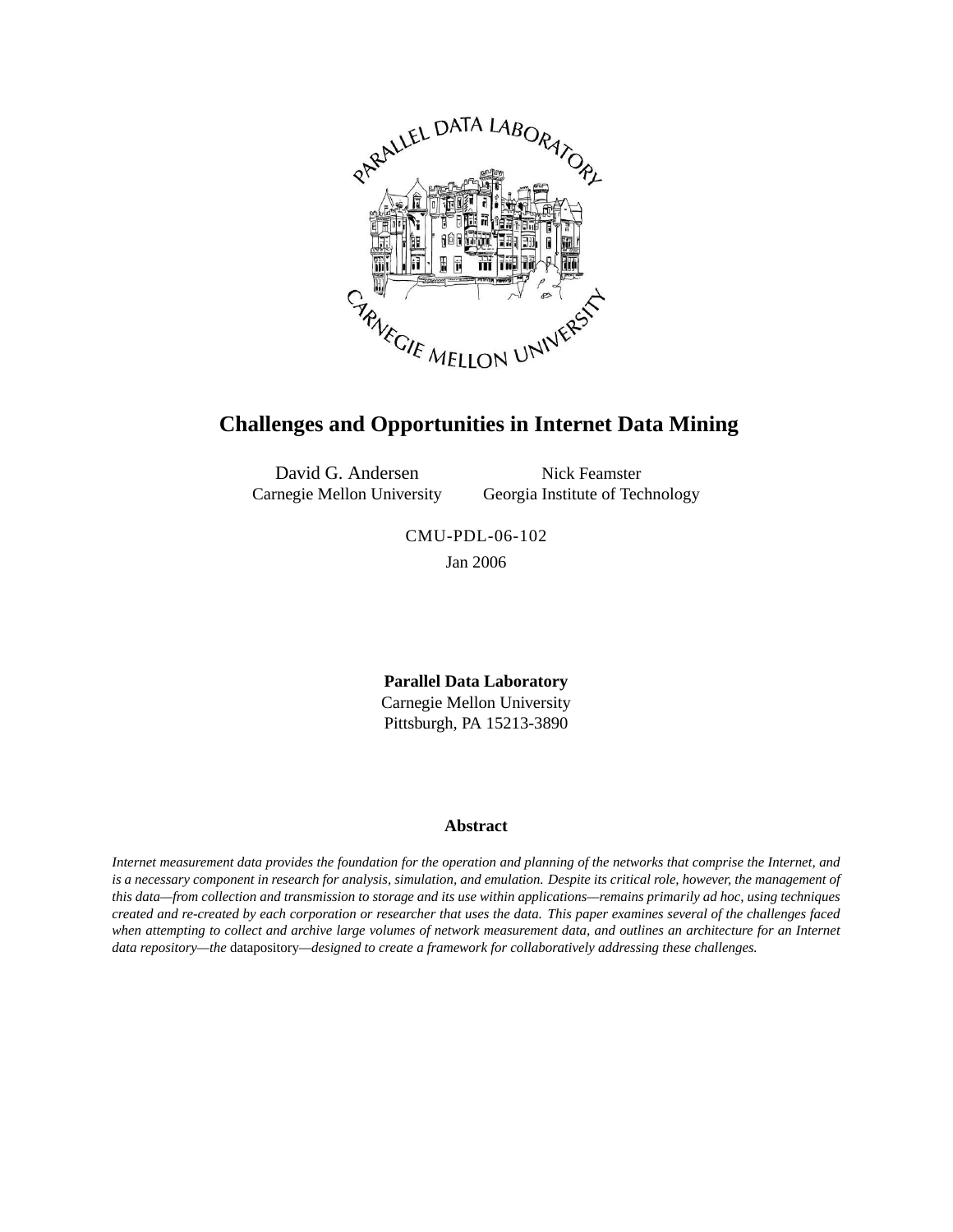# Challenges and Opportunities in Internet Data Mining

David G. Andersen
Carnegie Mellon University

Nick Feamster
Georgia Institute of Technology

CMU-PDL-06-102

Jan 2006

**Parallel Data Laboratory**
Carnegie Mellon University
Pittsburgh, PA 15213-3890

### Abstract

*Internet measurement data provides the foundation for the operation and planning of the networks that comprise the Internet, and is a necessary component in research for analysis, simulation, and emulation. Despite its critical role, however, the management of this data—from collection and transmission to storage and its use within applications—remains primarily ad hoc, using techniques created and re-created by each corporation or researcher that uses the data. This paper examines several of the challenges faced when attempting to collect and archive large volumes of network measurement data, and outlines an architecture for an Internet data repository—the* datapository*—designed to create a framework for collaboratively addressing these challenges.*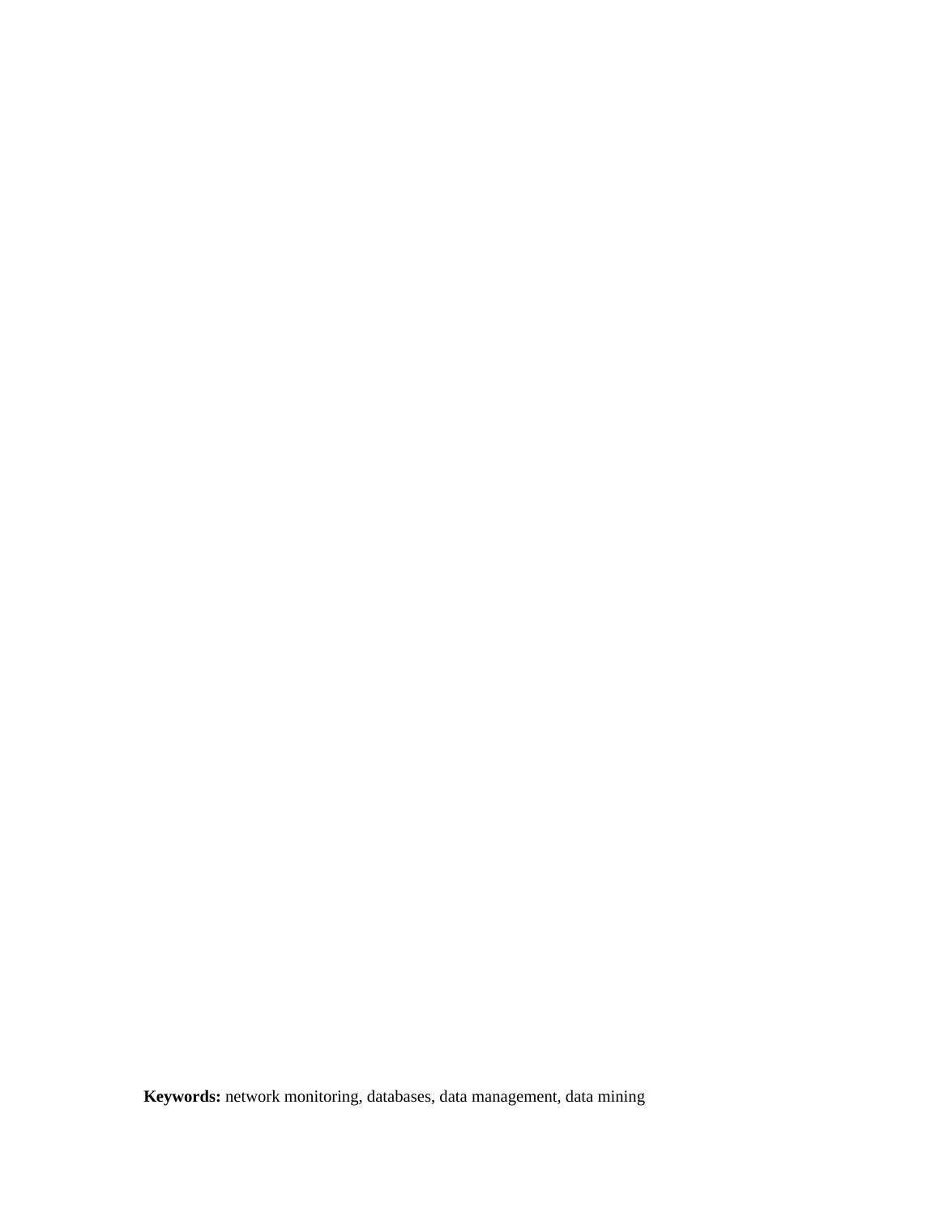**Keywords:** network monitoring, databases, data management, data mining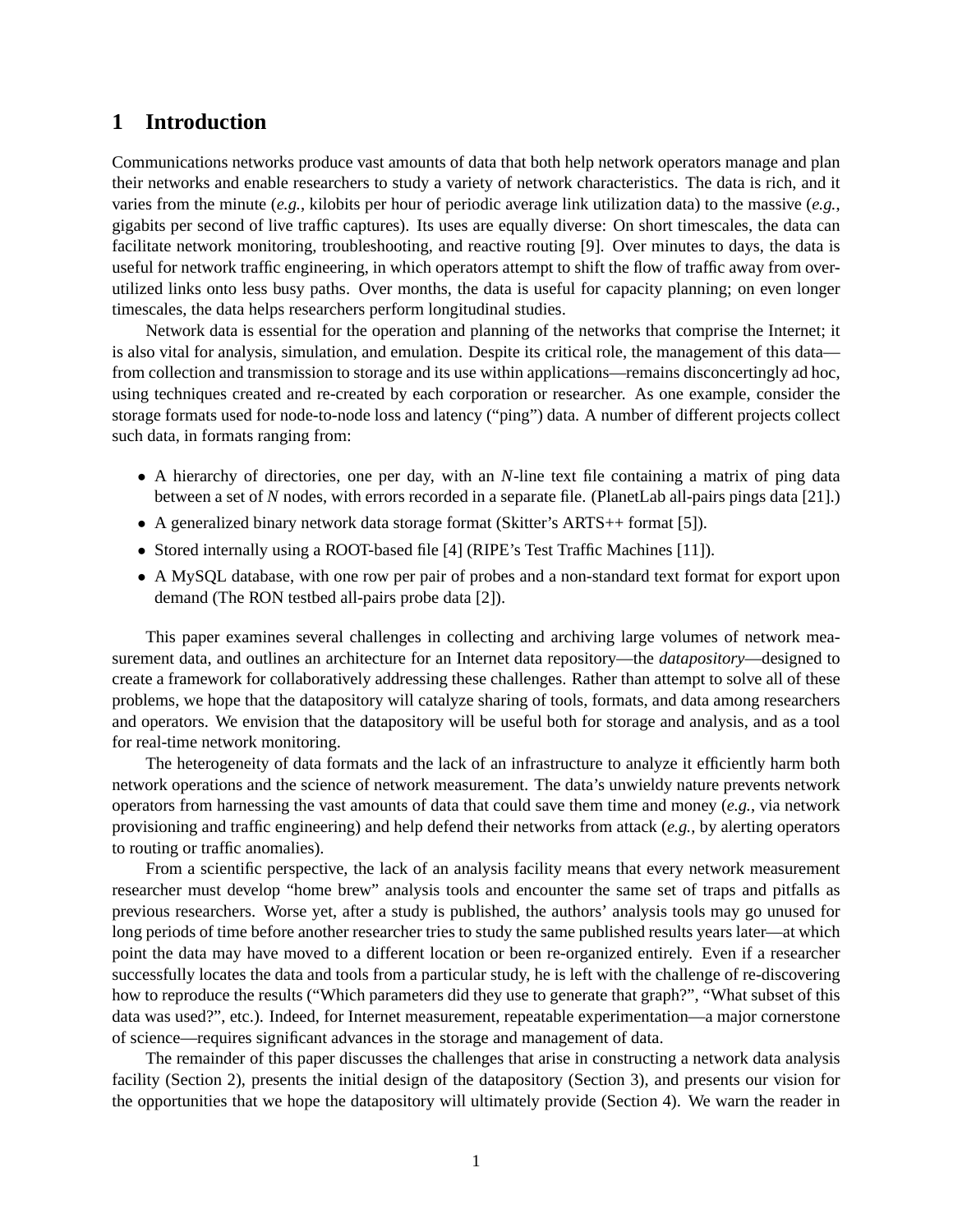# 1 Introduction

Communications networks produce vast amounts of data that both help network operators manage and plan their networks and enable researchers to study a variety of network characteristics. The data is rich, and it varies from the minute (*e.g.*, kilobits per hour of periodic average link utilization data) to the massive (*e.g.*, gigabits per second of live traffic captures). Its uses are equally diverse: On short timescales, the data can facilitate network monitoring, troubleshooting, and reactive routing [9]. Over minutes to days, the data is useful for network traffic engineering, in which operators attempt to shift the flow of traffic away from over-utilized links onto less busy paths. Over months, the data is useful for capacity planning; on even longer timescales, the data helps researchers perform longitudinal studies.

Network data is essential for the operation and planning of the networks that comprise the Internet; it is also vital for analysis, simulation, and emulation. Despite its critical role, the management of this data—from collection and transmission to storage and its use within applications—remains disconcertingly ad hoc, using techniques created and re-created by each corporation or researcher. As one example, consider the storage formats used for node-to-node loss and latency ("ping") data. A number of different projects collect such data, in formats ranging from:

- A hierarchy of directories, one per day, with an $N$-line text file containing a matrix of ping data between a set of $N$ nodes, with errors recorded in a separate file. (PlanetLab all-pairs pings data [21].)
- A generalized binary network data storage format (Skitter's ARTS++ format [5]).
- Stored internally using a ROOT-based file [4] (RIPE's Test Traffic Machines [11]).
- A MySQL database, with one row per pair of probes and a non-standard text format for export upon demand (The RON testbed all-pairs probe data [2]).

This paper examines several challenges in collecting and archiving large volumes of network measurement data, and outlines an architecture for an Internet data repository—the *datapository*—designed to create a framework for collaboratively addressing these challenges. Rather than attempt to solve all of these problems, we hope that the datapository will catalyze sharing of tools, formats, and data among researchers and operators. We envision that the datapository will be useful both for storage and analysis, and as a tool for real-time network monitoring.

The heterogeneity of data formats and the lack of an infrastructure to analyze it efficiently harm both network operations and the science of network measurement. The data's unwieldy nature prevents network operators from harnessing the vast amounts of data that could save them time and money (*e.g.*, via network provisioning and traffic engineering) and help defend their networks from attack (*e.g.*, by alerting operators to routing or traffic anomalies).

From a scientific perspective, the lack of an analysis facility means that every network measurement researcher must develop "home brew" analysis tools and encounter the same set of traps and pitfalls as previous researchers. Worse yet, after a study is published, the authors' analysis tools may go unused for long periods of time before another researcher tries to study the same published results years later—at which point the data may have moved to a different location or been re-organized entirely. Even if a researcher successfully locates the data and tools from a particular study, he is left with the challenge of re-discovering how to reproduce the results ("Which parameters did they use to generate that graph?", "What subset of this data was used?", etc.). Indeed, for Internet measurement, repeatable experimentation—a major cornerstone of science—requires significant advances in the storage and management of data.

The remainder of this paper discusses the challenges that arise in constructing a network data analysis facility (Section 2), presents the initial design of the datapository (Section 3), and presents our vision for the opportunities that we hope the datapository will ultimately provide (Section 4). We warn the reader in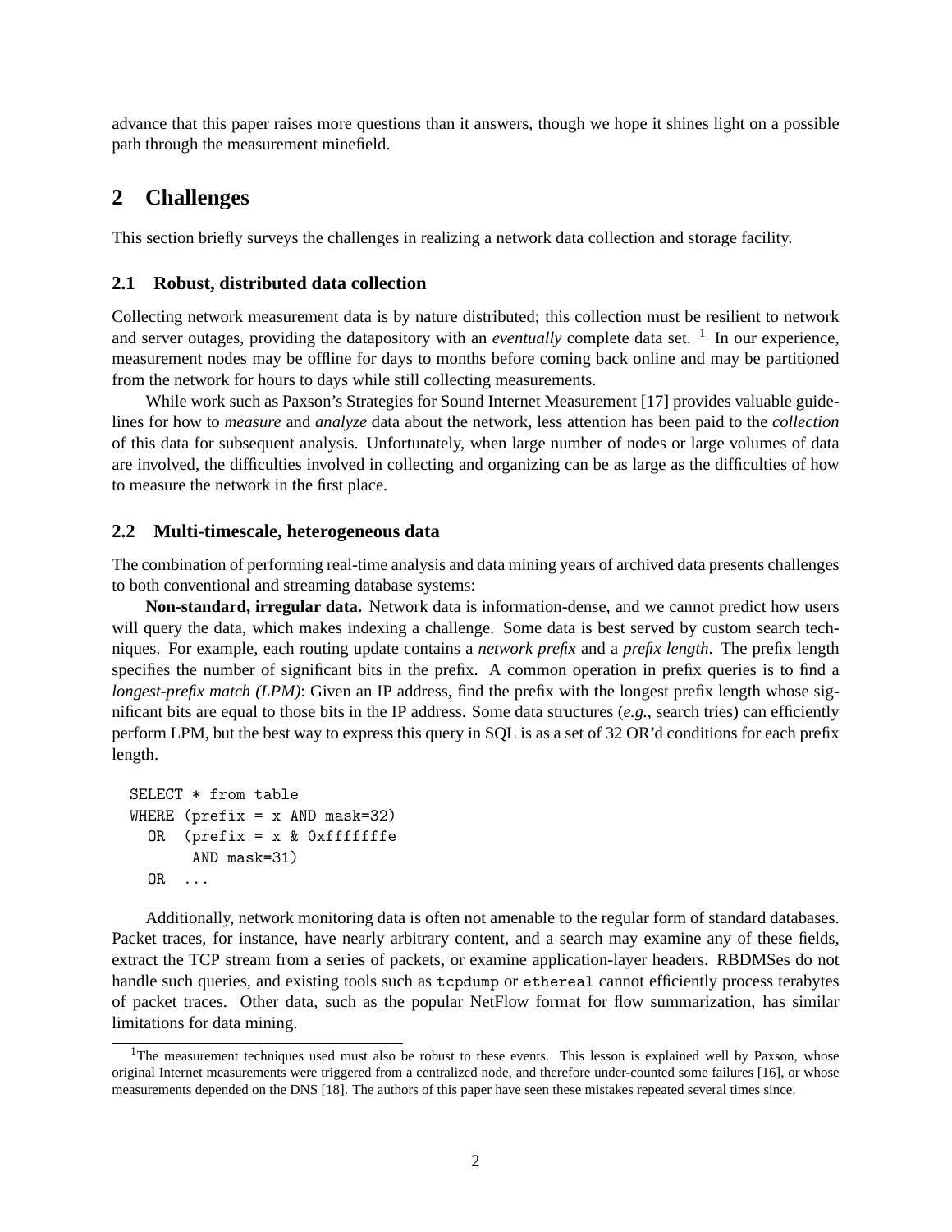advance that this paper raises more questions than it answers, though we hope it shines light on a possible path through the measurement minefield.

## 2 Challenges

This section briefly surveys the challenges in realizing a network data collection and storage facility.

### 2.1 Robust, distributed data collection

Collecting network measurement data is by nature distributed; this collection must be resilient to network and server outages, providing the datapository with an *eventually* complete data set. [1] In our experience, measurement nodes may be offline for days to months before coming back online and may be partitioned from the network for hours to days while still collecting measurements.

While work such as Paxson's Strategies for Sound Internet Measurement [17] provides valuable guidelines for how to *measure* and *analyze* data about the network, less attention has been paid to the *collection* of this data for subsequent analysis. Unfortunately, when large number of nodes or large volumes of data are involved, the difficulties involved in collecting and organizing can be as large as the difficulties of how to measure the network in the first place.

### 2.2 Multi-timescale, heterogeneous data

The combination of performing real-time analysis and data mining years of archived data presents challenges to both conventional and streaming database systems:

**Non-standard, irregular data.** Network data is information-dense, and we cannot predict how users will query the data, which makes indexing a challenge. Some data is best served by custom search techniques. For example, each routing update contains a *network prefix* and a *prefix length*. The prefix length specifies the number of significant bits in the prefix. A common operation in prefix queries is to find a *longest-prefix match (LPM)*: Given an IP address, find the prefix with the longest prefix length whose significant bits are equal to those bits in the IP address. Some data structures (*e.g.*, search tries) can efficiently perform LPM, but the best way to express this query in SQL is as a set of 32 OR'd conditions for each prefix length.

```
SELECT * from table
WHERE (prefix = x AND mask=32)
  OR  (prefix = x & 0xfffffffe
       AND mask=31)
  OR  ...
```

Additionally, network monitoring data is often not amenable to the regular form of standard databases. Packet traces, for instance, have nearly arbitrary content, and a search may examine any of these fields, extract the TCP stream from a series of packets, or examine application-layer headers. RBDMSes do not handle such queries, and existing tools such as `tcpdump` or `ethereal` cannot efficiently process terabytes of packet traces. Other data, such as the popular NetFlow format for flow summarization, has similar limitations for data mining.

[1] The measurement techniques used must also be robust to these events. This lesson is explained well by Paxson, whose original Internet measurements were triggered from a centralized node, and therefore under-counted some failures [16], or whose measurements depended on the DNS [18]. The authors of this paper have seen these mistakes repeated several times since.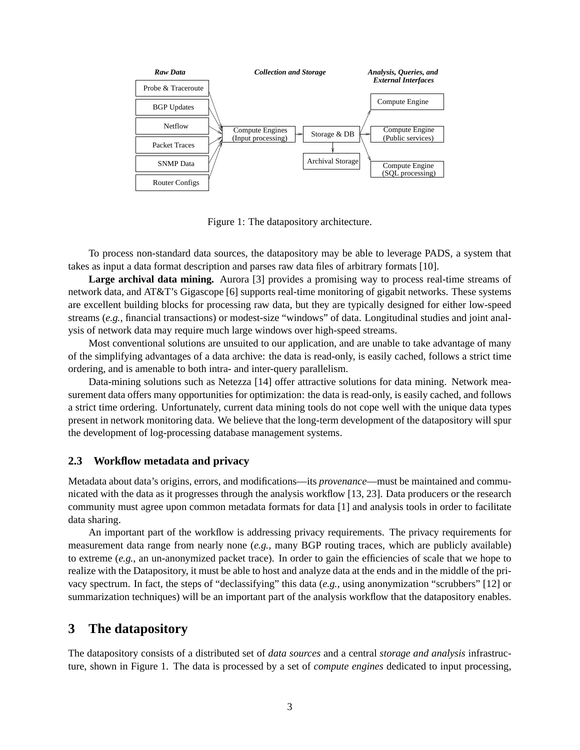Figure 1: The datapository architecture.

To process non-standard data sources, the datapository may be able to leverage PADS, a system that takes as input a data format description and parses raw data files of arbitrary formats [10].

**Large archival data mining.** Aurora [3] provides a promising way to process real-time streams of network data, and AT&T's Gigascope [6] supports real-time monitoring of gigabit networks. These systems are excellent building blocks for processing raw data, but they are typically designed for either low-speed streams (*e.g.*, financial transactions) or modest-size "windows" of data. Longitudinal studies and joint analysis of network data may require much large windows over high-speed streams.

Most conventional solutions are unsuited to our application, and are unable to take advantage of many of the simplifying advantages of a data archive: the data is read-only, is easily cached, follows a strict time ordering, and is amenable to both intra- and inter-query parallelism.

Data-mining solutions such as Netezza [14] offer attractive solutions for data mining. Network measurement data offers many opportunities for optimization: the data is read-only, is easily cached, and follows a strict time ordering. Unfortunately, current data mining tools do not cope well with the unique data types present in network monitoring data. We believe that the long-term development of the datapository will spur the development of log-processing database management systems.

### 2.3 Workflow metadata and privacy

Metadata about data's origins, errors, and modifications—its *provenance*—must be maintained and communicated with the data as it progresses through the analysis workflow [13, 23]. Data producers or the research community must agree upon common metadata formats for data [1] and analysis tools in order to facilitate data sharing.

An important part of the workflow is addressing privacy requirements. The privacy requirements for measurement data range from nearly none (*e.g.*, many BGP routing traces, which are publicly available) to extreme (*e.g.*, an un-anonymized packet trace). In order to gain the efficiencies of scale that we hope to realize with the Datapository, it must be able to host and analyze data at the ends and in the middle of the privacy spectrum. In fact, the steps of "declassifying" this data (*e.g.*, using anonymization "scrubbers" [12] or summarization techniques) will be an important part of the analysis workflow that the datapository enables.

## 3 The datapository

The datapository consists of a distributed set of *data sources* and a central *storage and analysis* infrastructure, shown in Figure 1. The data is processed by a set of *compute engines* dedicated to input processing,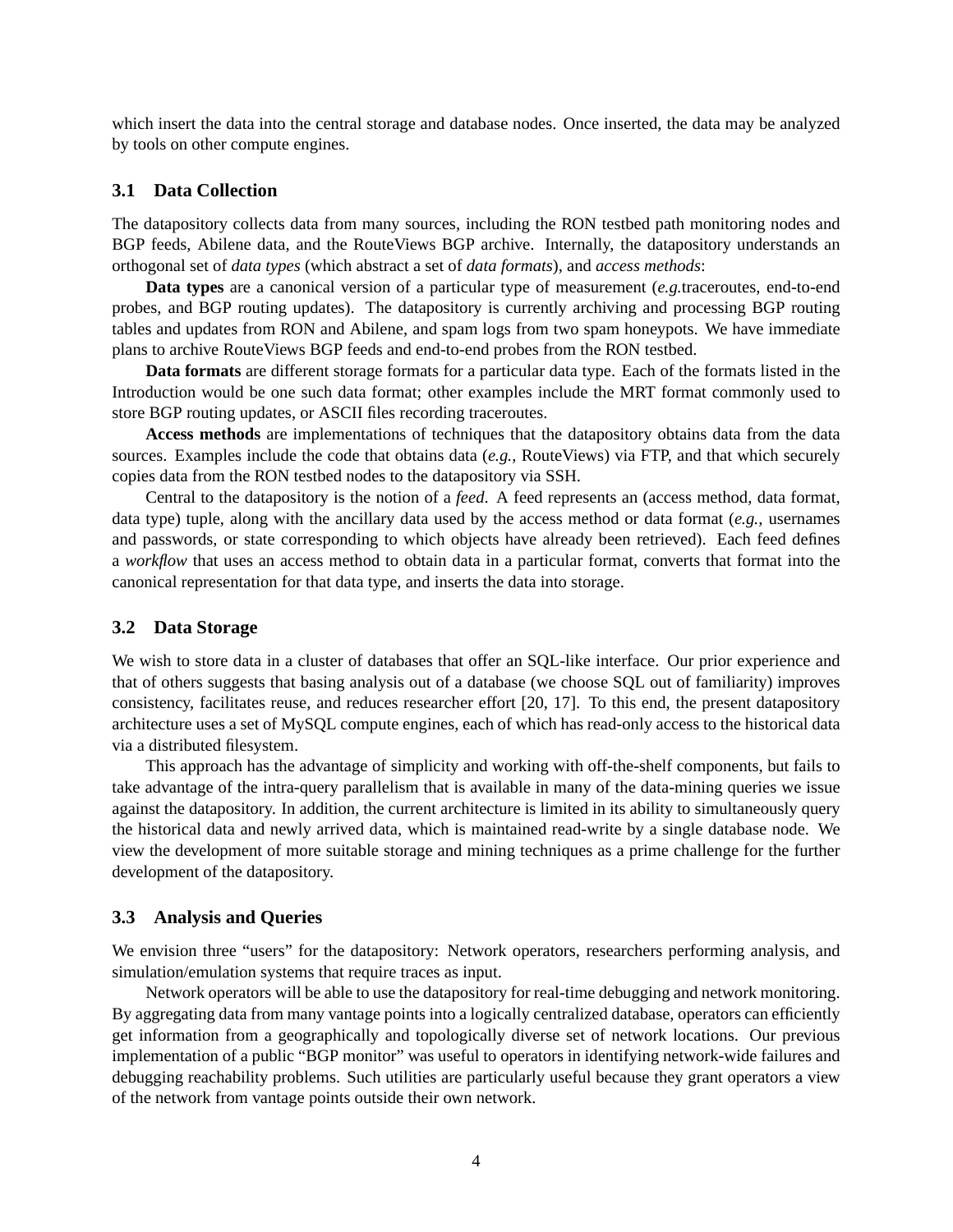which insert the data into the central storage and database nodes. Once inserted, the data may be analyzed by tools on other compute engines.

### 3.1 Data Collection

The datapository collects data from many sources, including the RON testbed path monitoring nodes and BGP feeds, Abilene data, and the RouteViews BGP archive. Internally, the datapository understands an orthogonal set of *data types* (which abstract a set of *data formats*), and *access methods*:

**Data types** are a canonical version of a particular type of measurement (*e.g.*traceroutes, end-to-end probes, and BGP routing updates). The datapository is currently archiving and processing BGP routing tables and updates from RON and Abilene, and spam logs from two spam honeypots. We have immediate plans to archive RouteViews BGP feeds and end-to-end probes from the RON testbed.

**Data formats** are different storage formats for a particular data type. Each of the formats listed in the Introduction would be one such data format; other examples include the MRT format commonly used to store BGP routing updates, or ASCII files recording traceroutes.

**Access methods** are implementations of techniques that the datapository obtains data from the data sources. Examples include the code that obtains data (*e.g.*, RouteViews) via FTP, and that which securely copies data from the RON testbed nodes to the datapository via SSH.

Central to the datapository is the notion of a *feed*. A feed represents an (access method, data format, data type) tuple, along with the ancillary data used by the access method or data format (*e.g.*, usernames and passwords, or state corresponding to which objects have already been retrieved). Each feed defines a *workflow* that uses an access method to obtain data in a particular format, converts that format into the canonical representation for that data type, and inserts the data into storage.

### 3.2 Data Storage

We wish to store data in a cluster of databases that offer an SQL-like interface. Our prior experience and that of others suggests that basing analysis out of a database (we choose SQL out of familiarity) improves consistency, facilitates reuse, and reduces researcher effort [20, 17]. To this end, the present datapository architecture uses a set of MySQL compute engines, each of which has read-only access to the historical data via a distributed filesystem.

This approach has the advantage of simplicity and working with off-the-shelf components, but fails to take advantage of the intra-query parallelism that is available in many of the data-mining queries we issue against the datapository. In addition, the current architecture is limited in its ability to simultaneously query the historical data and newly arrived data, which is maintained read-write by a single database node. We view the development of more suitable storage and mining techniques as a prime challenge for the further development of the datapository.

### 3.3 Analysis and Queries

We envision three "users" for the datapository: Network operators, researchers performing analysis, and simulation/emulation systems that require traces as input.

Network operators will be able to use the datapository for real-time debugging and network monitoring. By aggregating data from many vantage points into a logically centralized database, operators can efficiently get information from a geographically and topologically diverse set of network locations. Our previous implementation of a public "BGP monitor" was useful to operators in identifying network-wide failures and debugging reachability problems. Such utilities are particularly useful because they grant operators a view of the network from vantage points outside their own network.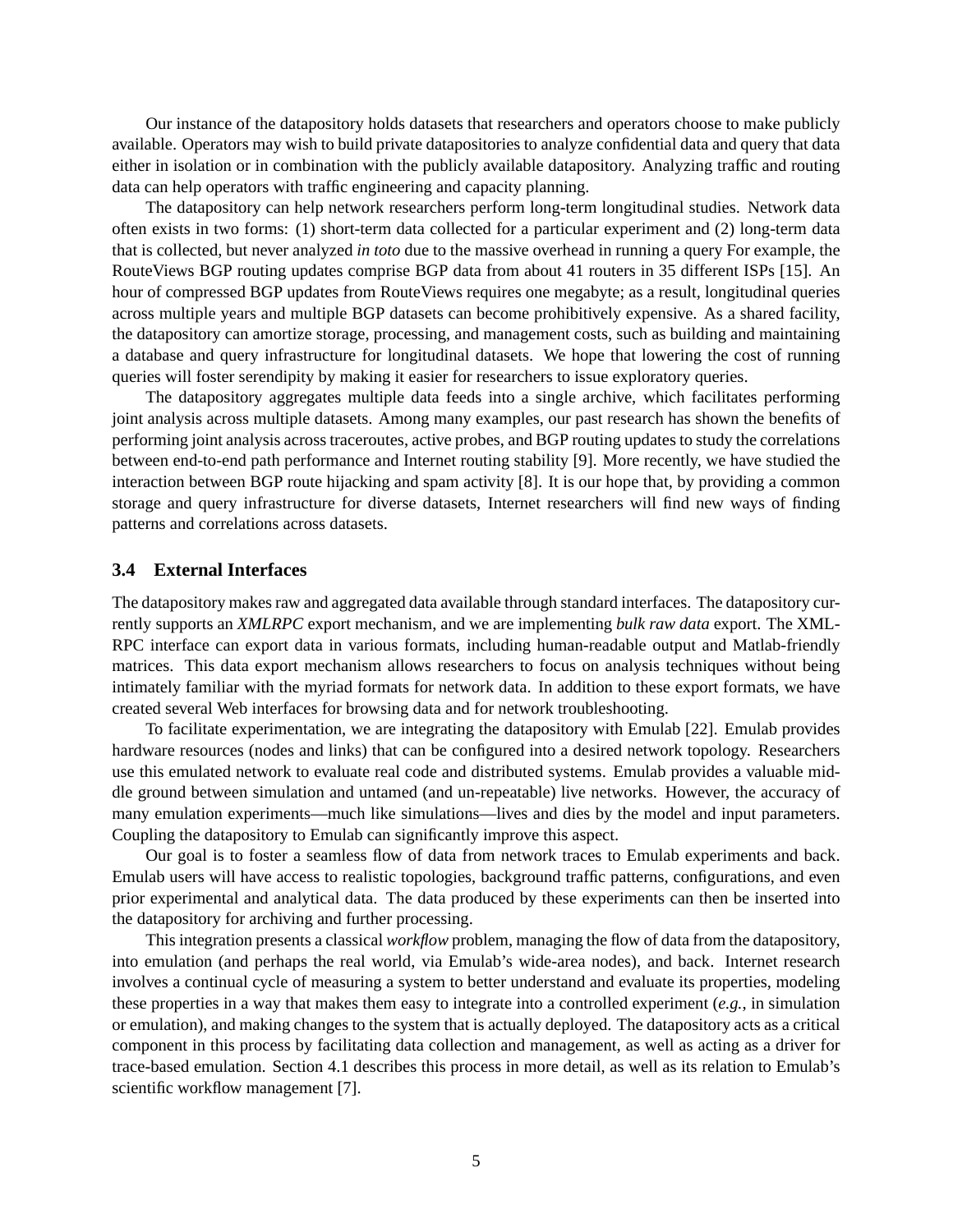Our instance of the datapository holds datasets that researchers and operators choose to make publicly available. Operators may wish to build private datapositories to analyze confidential data and query that data either in isolation or in combination with the publicly available datapository. Analyzing traffic and routing data can help operators with traffic engineering and capacity planning.

The datapository can help network researchers perform long-term longitudinal studies. Network data often exists in two forms: (1) short-term data collected for a particular experiment and (2) long-term data that is collected, but never analyzed *in toto* due to the massive overhead in running a query For example, the RouteViews BGP routing updates comprise BGP data from about 41 routers in 35 different ISPs [15]. An hour of compressed BGP updates from RouteViews requires one megabyte; as a result, longitudinal queries across multiple years and multiple BGP datasets can become prohibitively expensive. As a shared facility, the datapository can amortize storage, processing, and management costs, such as building and maintaining a database and query infrastructure for longitudinal datasets. We hope that lowering the cost of running queries will foster serendipity by making it easier for researchers to issue exploratory queries.

The datapository aggregates multiple data feeds into a single archive, which facilitates performing joint analysis across multiple datasets. Among many examples, our past research has shown the benefits of performing joint analysis across traceroutes, active probes, and BGP routing updates to study the correlations between end-to-end path performance and Internet routing stability [9]. More recently, we have studied the interaction between BGP route hijacking and spam activity [8]. It is our hope that, by providing a common storage and query infrastructure for diverse datasets, Internet researchers will find new ways of finding patterns and correlations across datasets.

### 3.4 External Interfaces

The datapository makes raw and aggregated data available through standard interfaces. The datapository currently supports an *XMLRPC* export mechanism, and we are implementing *bulk raw data* export. The XML-RPC interface can export data in various formats, including human-readable output and Matlab-friendly matrices. This data export mechanism allows researchers to focus on analysis techniques without being intimately familiar with the myriad formats for network data. In addition to these export formats, we have created several Web interfaces for browsing data and for network troubleshooting.

To facilitate experimentation, we are integrating the datapository with Emulab [22]. Emulab provides hardware resources (nodes and links) that can be configured into a desired network topology. Researchers use this emulated network to evaluate real code and distributed systems. Emulab provides a valuable middle ground between simulation and untamed (and un-repeatable) live networks. However, the accuracy of many emulation experiments—much like simulations—lives and dies by the model and input parameters. Coupling the datapository to Emulab can significantly improve this aspect.

Our goal is to foster a seamless flow of data from network traces to Emulab experiments and back. Emulab users will have access to realistic topologies, background traffic patterns, configurations, and even prior experimental and analytical data. The data produced by these experiments can then be inserted into the datapository for archiving and further processing.

This integration presents a classical *workflow* problem, managing the flow of data from the datapository, into emulation (and perhaps the real world, via Emulab's wide-area nodes), and back. Internet research involves a continual cycle of measuring a system to better understand and evaluate its properties, modeling these properties in a way that makes them easy to integrate into a controlled experiment (*e.g.*, in simulation or emulation), and making changes to the system that is actually deployed. The datapository acts as a critical component in this process by facilitating data collection and management, as well as acting as a driver for trace-based emulation. Section 4.1 describes this process in more detail, as well as its relation to Emulab's scientific workflow management [7].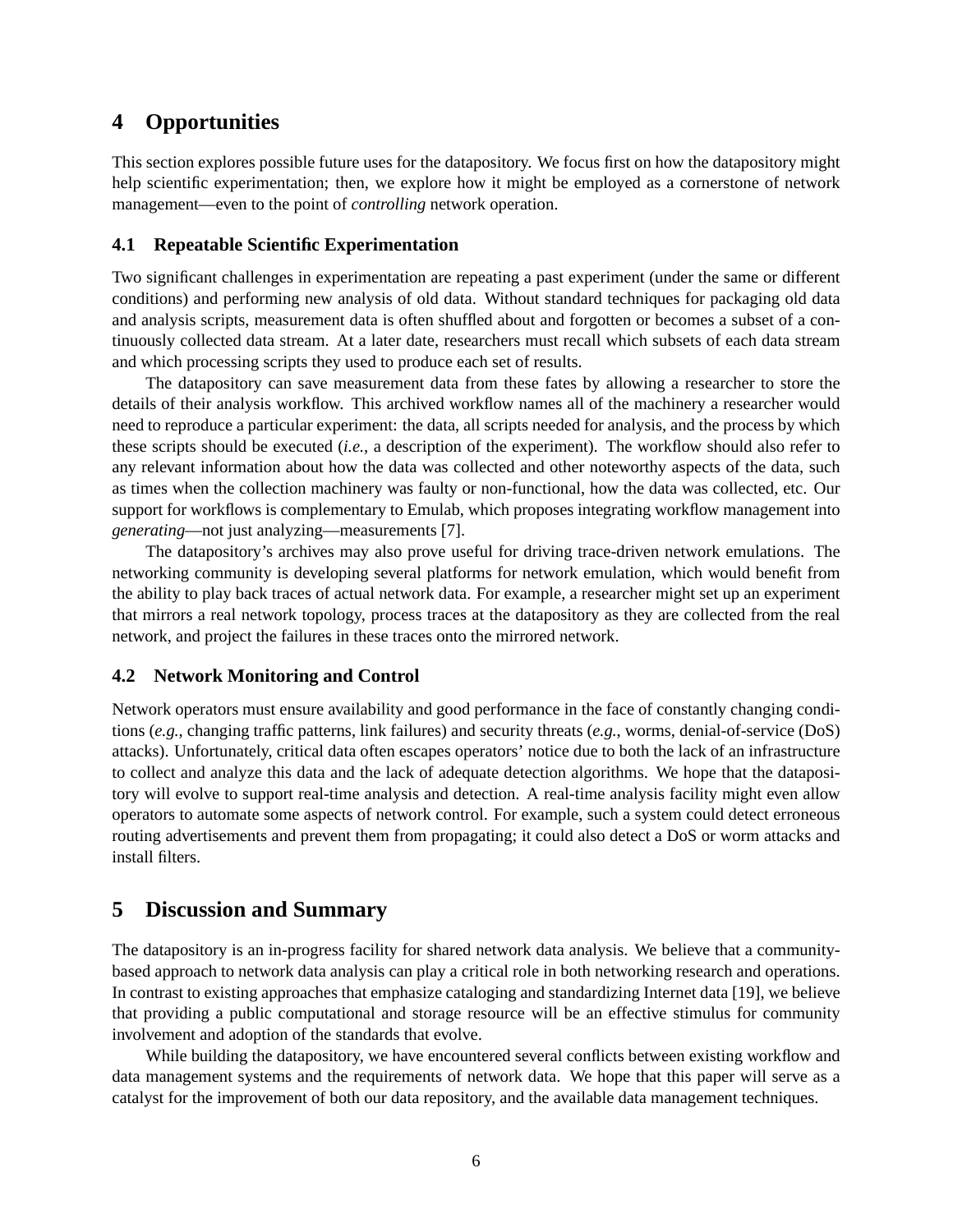## 4 Opportunities

This section explores possible future uses for the datapository. We focus first on how the datapository might help scientific experimentation; then, we explore how it might be employed as a cornerstone of network management—even to the point of *controlling* network operation.

### 4.1 Repeatable Scientific Experimentation

Two significant challenges in experimentation are repeating a past experiment (under the same or different conditions) and performing new analysis of old data. Without standard techniques for packaging old data and analysis scripts, measurement data is often shuffled about and forgotten or becomes a subset of a continuously collected data stream. At a later date, researchers must recall which subsets of each data stream and which processing scripts they used to produce each set of results.

The datapository can save measurement data from these fates by allowing a researcher to store the details of their analysis workflow. This archived workflow names all of the machinery a researcher would need to reproduce a particular experiment: the data, all scripts needed for analysis, and the process by which these scripts should be executed (*i.e.*, a description of the experiment). The workflow should also refer to any relevant information about how the data was collected and other noteworthy aspects of the data, such as times when the collection machinery was faulty or non-functional, how the data was collected, etc. Our support for workflows is complementary to Emulab, which proposes integrating workflow management into *generating*—not just analyzing—measurements [7].

The datapository's archives may also prove useful for driving trace-driven network emulations. The networking community is developing several platforms for network emulation, which would benefit from the ability to play back traces of actual network data. For example, a researcher might set up an experiment that mirrors a real network topology, process traces at the datapository as they are collected from the real network, and project the failures in these traces onto the mirrored network.

### 4.2 Network Monitoring and Control

Network operators must ensure availability and good performance in the face of constantly changing conditions (*e.g.*, changing traffic patterns, link failures) and security threats (*e.g.*, worms, denial-of-service (DoS) attacks). Unfortunately, critical data often escapes operators' notice due to both the lack of an infrastructure to collect and analyze this data and the lack of adequate detection algorithms. We hope that the datapository will evolve to support real-time analysis and detection. A real-time analysis facility might even allow operators to automate some aspects of network control. For example, such a system could detect erroneous routing advertisements and prevent them from propagating; it could also detect a DoS or worm attacks and install filters.

## 5 Discussion and Summary

The datapository is an in-progress facility for shared network data analysis. We believe that a community-based approach to network data analysis can play a critical role in both networking research and operations. In contrast to existing approaches that emphasize cataloging and standardizing Internet data [19], we believe that providing a public computational and storage resource will be an effective stimulus for community involvement and adoption of the standards that evolve.

While building the datapository, we have encountered several conflicts between existing workflow and data management systems and the requirements of network data. We hope that this paper will serve as a catalyst for the improvement of both our data repository, and the available data management techniques.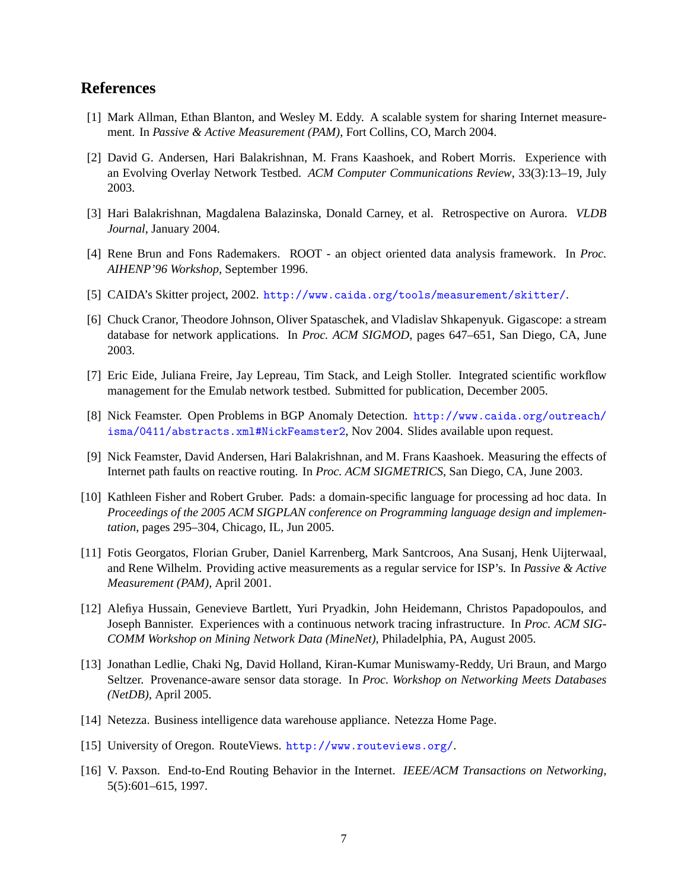## References

[1] Mark Allman, Ethan Blanton, and Wesley M. Eddy. A scalable system for sharing Internet measurement. In *Passive & Active Measurement (PAM)*, Fort Collins, CO, March 2004.

[2] David G. Andersen, Hari Balakrishnan, M. Frans Kaashoek, and Robert Morris. Experience with an Evolving Overlay Network Testbed. *ACM Computer Communications Review*, 33(3):13–19, July 2003.

[3] Hari Balakrishnan, Magdalena Balazinska, Donald Carney, et al. Retrospective on Aurora. *VLDB Journal*, January 2004.

[4] Rene Brun and Fons Rademakers. ROOT - an object oriented data analysis framework. In *Proc. AIHENP'96 Workshop*, September 1996.

[5] CAIDA's Skitter project, 2002. http://www.caida.org/tools/measurement/skitter/.

[6] Chuck Cranor, Theodore Johnson, Oliver Spataschek, and Vladislav Shkapenyuk. Gigascope: a stream database for network applications. In *Proc. ACM SIGMOD*, pages 647–651, San Diego, CA, June 2003.

[7] Eric Eide, Juliana Freire, Jay Lepreau, Tim Stack, and Leigh Stoller. Integrated scientific workflow management for the Emulab network testbed. Submitted for publication, December 2005.

[8] Nick Feamster. Open Problems in BGP Anomaly Detection. http://www.caida.org/outreach/isma/0411/abstracts.xml#NickFeamster2, Nov 2004. Slides available upon request.

[9] Nick Feamster, David Andersen, Hari Balakrishnan, and M. Frans Kaashoek. Measuring the effects of Internet path faults on reactive routing. In *Proc. ACM SIGMETRICS*, San Diego, CA, June 2003.

[10] Kathleen Fisher and Robert Gruber. Pads: a domain-specific language for processing ad hoc data. In *Proceedings of the 2005 ACM SIGPLAN conference on Programming language design and implementation*, pages 295–304, Chicago, IL, Jun 2005.

[11] Fotis Georgatos, Florian Gruber, Daniel Karrenberg, Mark Santcroos, Ana Susanj, Henk Uijterwaal, and Rene Wilhelm. Providing active measurements as a regular service for ISP's. In *Passive & Active Measurement (PAM)*, April 2001.

[12] Alefiya Hussain, Genevieve Bartlett, Yuri Pryadkin, John Heidemann, Christos Papadopoulos, and Joseph Bannister. Experiences with a continuous network tracing infrastructure. In *Proc. ACM SIGCOMM Workshop on Mining Network Data (MineNet)*, Philadelphia, PA, August 2005.

[13] Jonathan Ledlie, Chaki Ng, David Holland, Kiran-Kumar Muniswamy-Reddy, Uri Braun, and Margo Seltzer. Provenance-aware sensor data storage. In *Proc. Workshop on Networking Meets Databases (NetDB)*, April 2005.

[14] Netezza. Business intelligence data warehouse appliance. Netezza Home Page.

[15] University of Oregon. RouteViews. http://www.routeviews.org/.

[16] V. Paxson. End-to-End Routing Behavior in the Internet. *IEEE/ACM Transactions on Networking*, 5(5):601–615, 1997.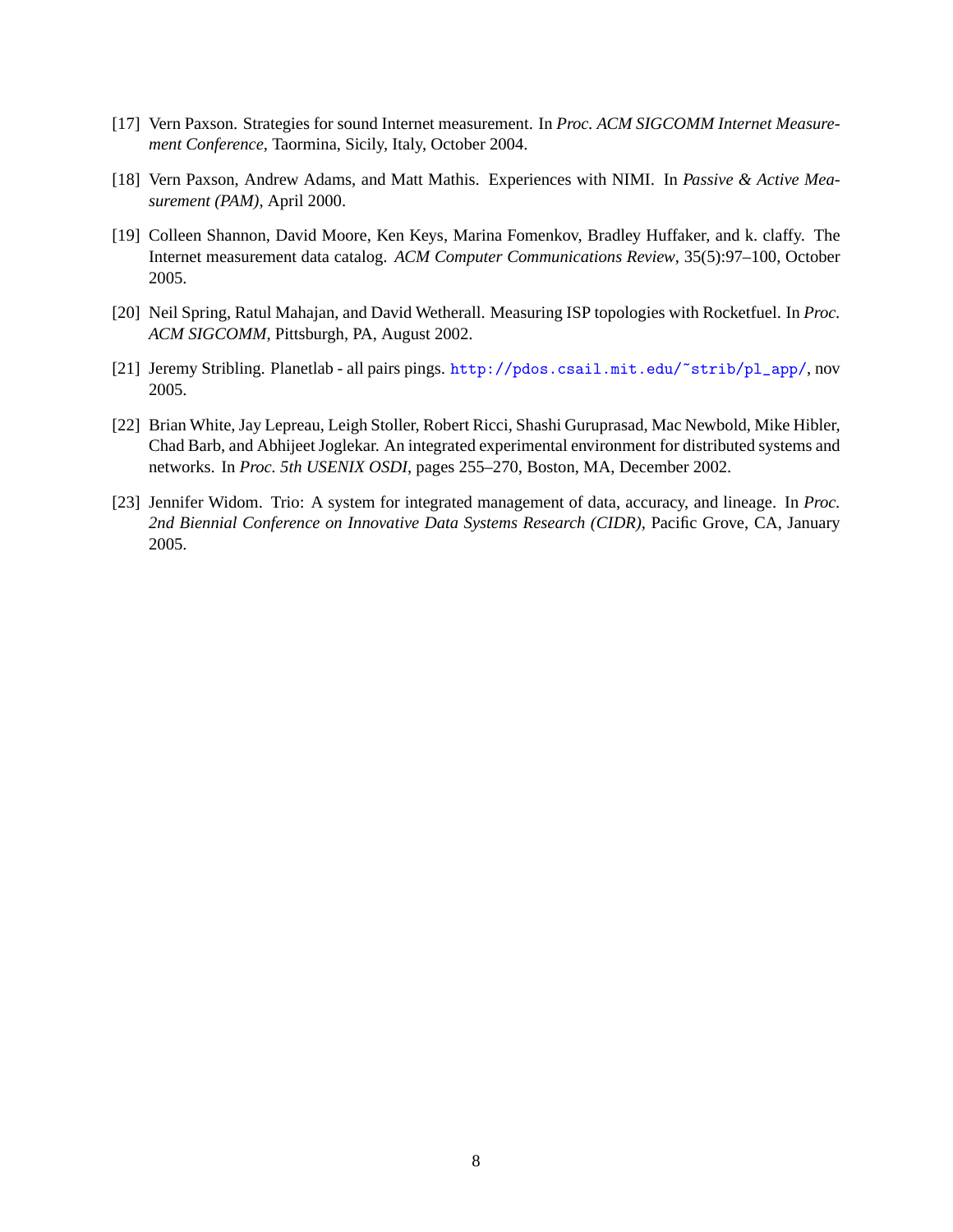[17] Vern Paxson. Strategies for sound Internet measurement. In *Proc. ACM SIGCOMM Internet Measurement Conference*, Taormina, Sicily, Italy, October 2004.

[18] Vern Paxson, Andrew Adams, and Matt Mathis. Experiences with NIMI. In *Passive & Active Measurement (PAM)*, April 2000.

[19] Colleen Shannon, David Moore, Ken Keys, Marina Fomenkov, Bradley Huffaker, and k. claffy. The Internet measurement data catalog. *ACM Computer Communications Review*, 35(5):97–100, October 2005.

[20] Neil Spring, Ratul Mahajan, and David Wetherall. Measuring ISP topologies with Rocketfuel. In *Proc. ACM SIGCOMM*, Pittsburgh, PA, August 2002.

[21] Jeremy Stribling. Planetlab - all pairs pings. http://pdos.csail.mit.edu/~strib/pl_app/, nov 2005.

[22] Brian White, Jay Lepreau, Leigh Stoller, Robert Ricci, Shashi Guruprasad, Mac Newbold, Mike Hibler, Chad Barb, and Abhijeet Joglekar. An integrated experimental environment for distributed systems and networks. In *Proc. 5th USENIX OSDI*, pages 255–270, Boston, MA, December 2002.

[23] Jennifer Widom. Trio: A system for integrated management of data, accuracy, and lineage. In *Proc. 2nd Biennial Conference on Innovative Data Systems Research (CIDR)*, Pacific Grove, CA, January 2005.